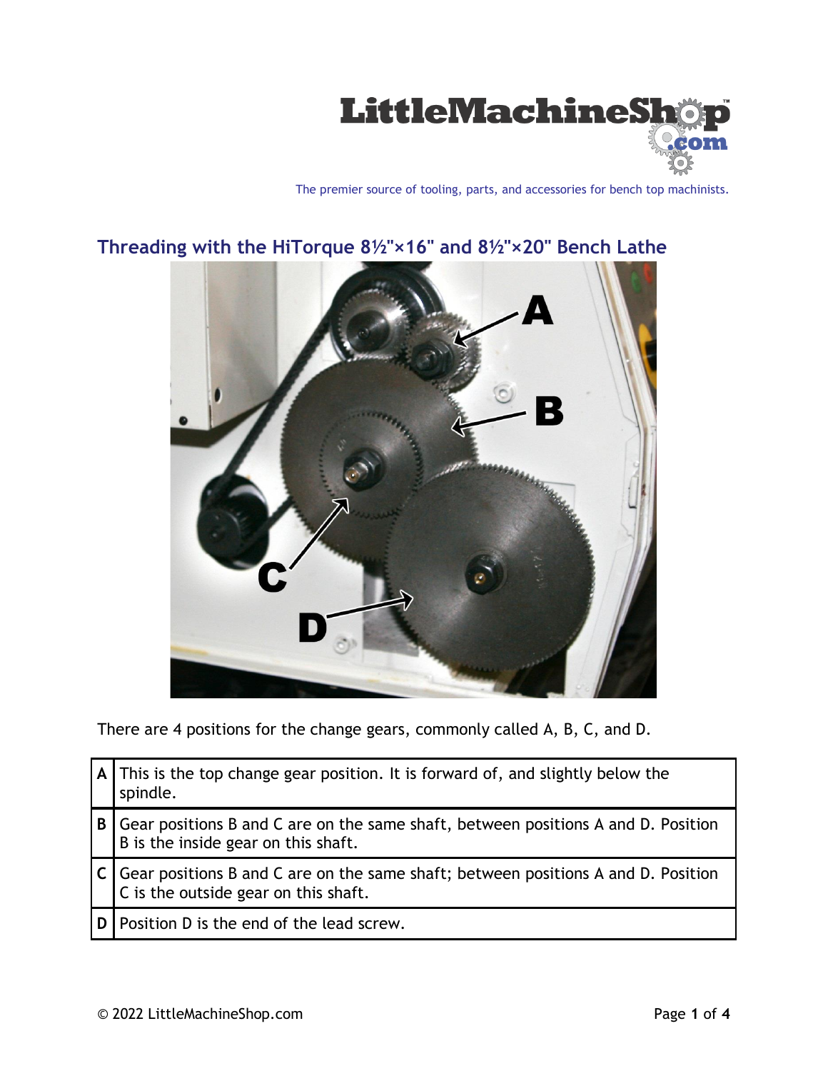LittleMachineShop.com

The premier source of tooling, parts, and accessories for bench top machinists.

## Threading with the HiTorque 8½"×16" and 8½"×20" Bench Lathe

There are 4 positions for the change gears, commonly called A, B, C, and D.

| | |
|---|---|
| **A** | This is the top change gear position. It is forward of, and slightly below the spindle. |
| **B** | Gear positions B and C are on the same shaft, between positions A and D. Position B is the inside gear on this shaft. |
| **C** | Gear positions B and C are on the same shaft; between positions A and D. Position C is the outside gear on this shaft. |
| **D** | Position D is the end of the lead screw. |

© 2022 LittleMachineShop.com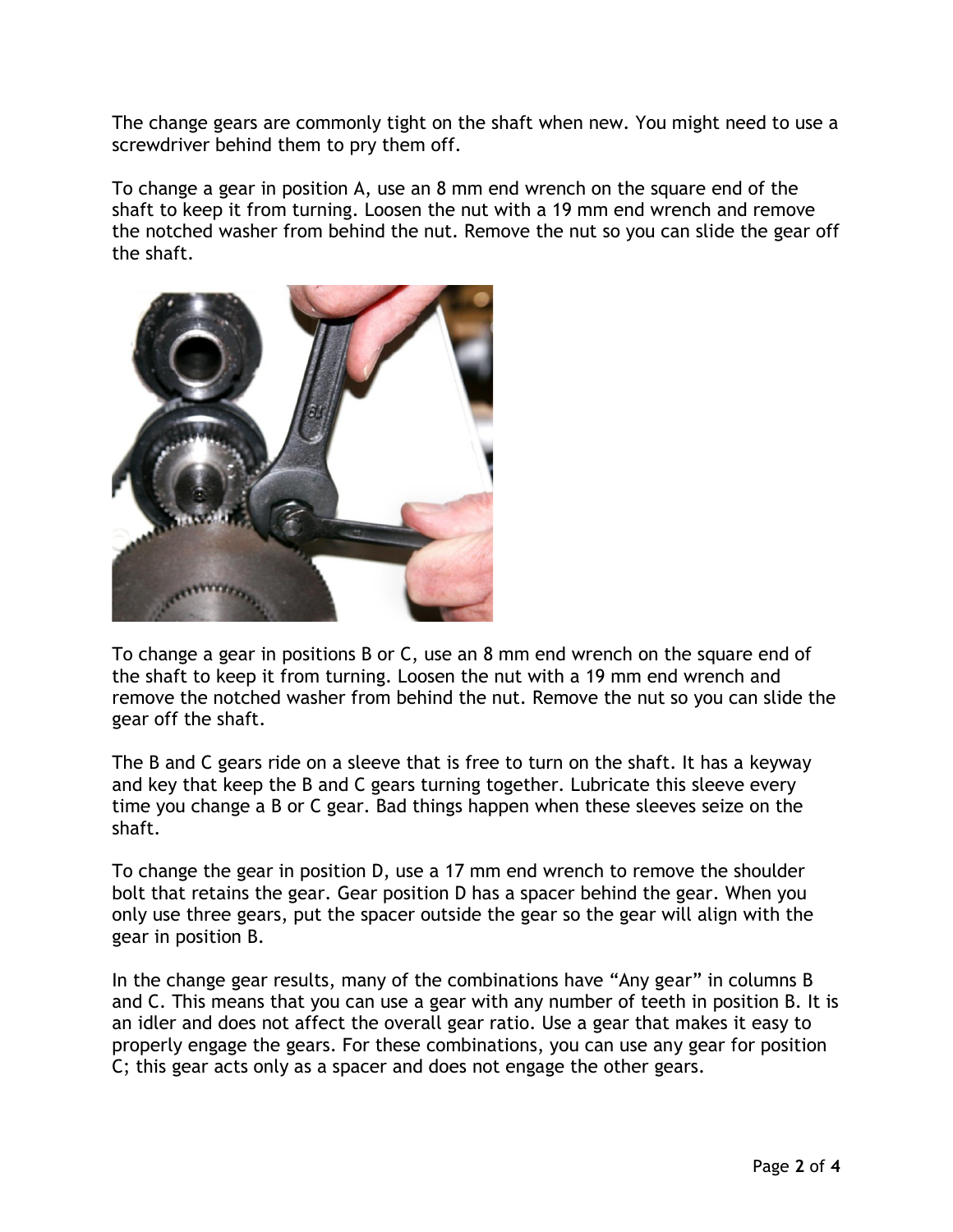The change gears are commonly tight on the shaft when new. You might need to use a screwdriver behind them to pry them off.

To change a gear in position A, use an 8 mm end wrench on the square end of the shaft to keep it from turning. Loosen the nut with a 19 mm end wrench and remove the notched washer from behind the nut. Remove the nut so you can slide the gear off the shaft.

To change a gear in positions B or C, use an 8 mm end wrench on the square end of the shaft to keep it from turning. Loosen the nut with a 19 mm end wrench and remove the notched washer from behind the nut. Remove the nut so you can slide the gear off the shaft.

The B and C gears ride on a sleeve that is free to turn on the shaft. It has a keyway and key that keep the B and C gears turning together. Lubricate this sleeve every time you change a B or C gear. Bad things happen when these sleeves seize on the shaft.

To change the gear in position D, use a 17 mm end wrench to remove the shoulder bolt that retains the gear. Gear position D has a spacer behind the gear. When you only use three gears, put the spacer outside the gear so the gear will align with the gear in position B.

In the change gear results, many of the combinations have "Any gear" in columns B and C. This means that you can use a gear with any number of teeth in position B. It is an idler and does not affect the overall gear ratio. Use a gear that makes it easy to properly engage the gears. For these combinations, you can use any gear for position C; this gear acts only as a spacer and does not engage the other gears.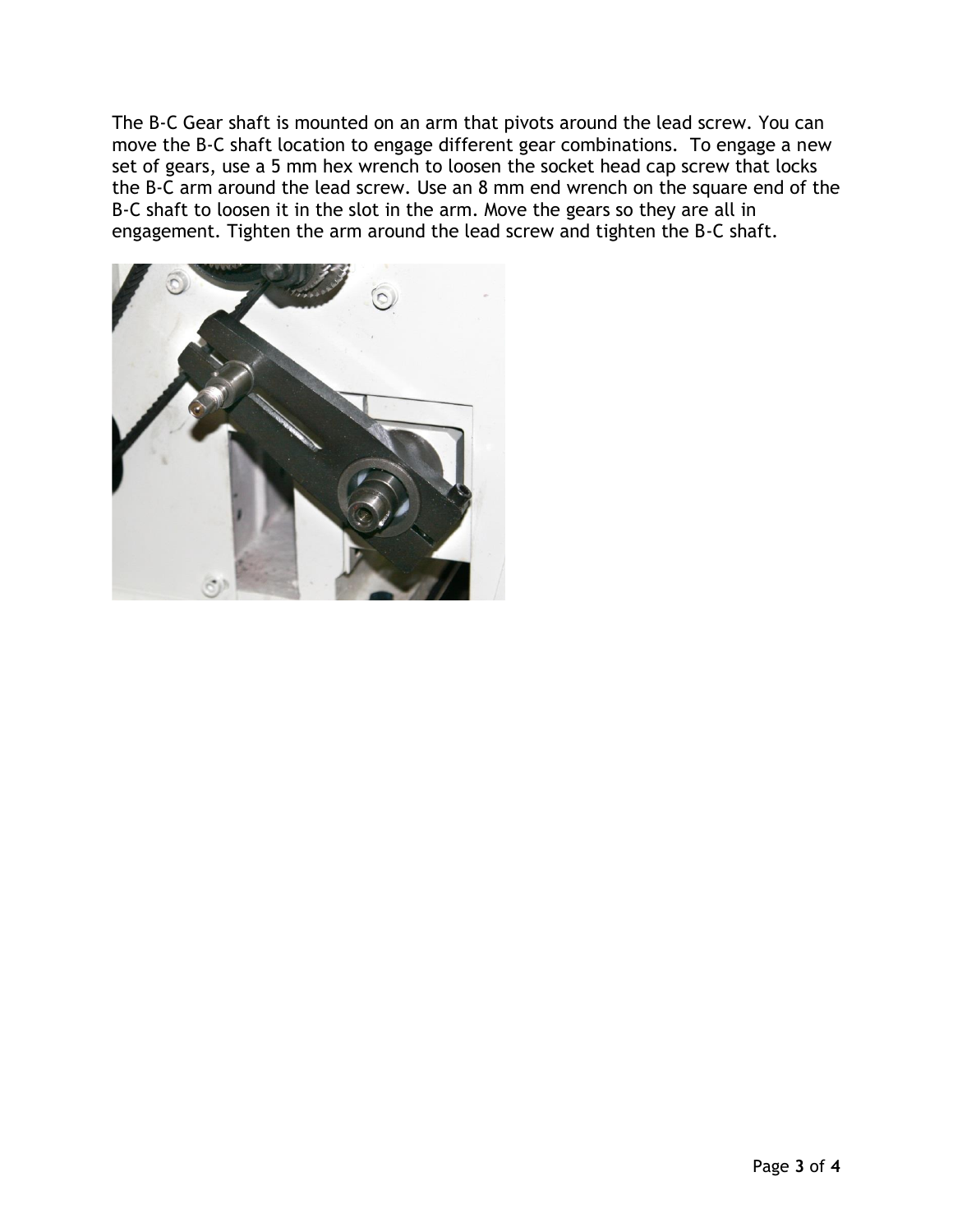The B-C Gear shaft is mounted on an arm that pivots around the lead screw. You can move the B-C shaft location to engage different gear combinations. To engage a new set of gears, use a 5 mm hex wrench to loosen the socket head cap screw that locks the B-C arm around the lead screw. Use an 8 mm end wrench on the square end of the B-C shaft to loosen it in the slot in the arm. Move the gears so they are all in engagement. Tighten the arm around the lead screw and tighten the B-C shaft.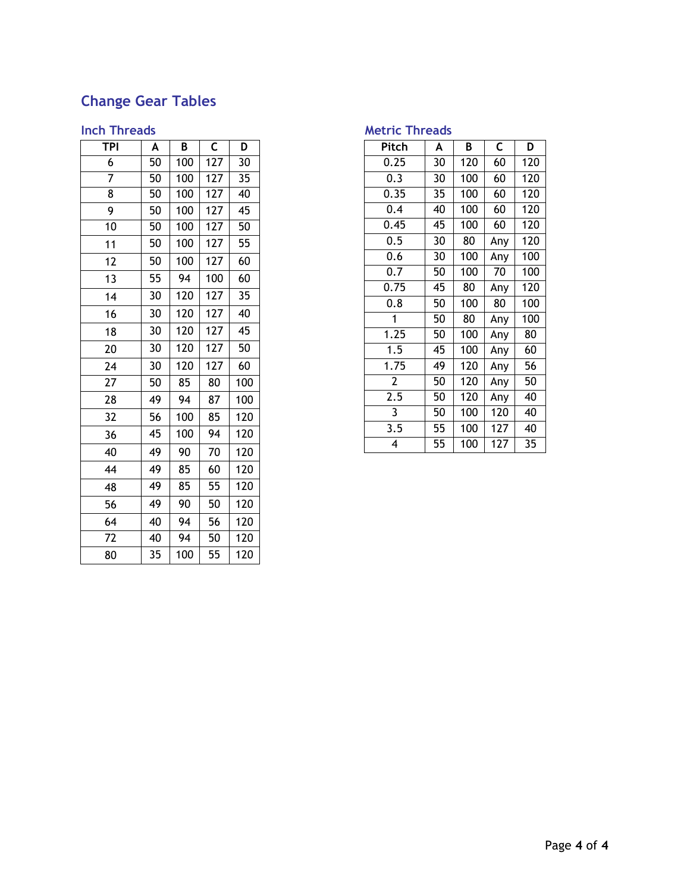## Change Gear Tables

### Inch Threads

| TPI | A | B | C | D |
|---|---|---|---|---|
| 6 | 50 | 100 | 127 | 30 |
| 7 | 50 | 100 | 127 | 35 |
| 8 | 50 | 100 | 127 | 40 |
| 9 | 50 | 100 | 127 | 45 |
| 10 | 50 | 100 | 127 | 50 |
| 11 | 50 | 100 | 127 | 55 |
| 12 | 50 | 100 | 127 | 60 |
| 13 | 55 | 94 | 100 | 60 |
| 14 | 30 | 120 | 127 | 35 |
| 16 | 30 | 120 | 127 | 40 |
| 18 | 30 | 120 | 127 | 45 |
| 20 | 30 | 120 | 127 | 50 |
| 24 | 30 | 120 | 127 | 60 |
| 27 | 50 | 85 | 80 | 100 |
| 28 | 49 | 94 | 87 | 100 |
| 32 | 56 | 100 | 85 | 120 |
| 36 | 45 | 100 | 94 | 120 |
| 40 | 49 | 90 | 70 | 120 |
| 44 | 49 | 85 | 60 | 120 |
| 48 | 49 | 85 | 55 | 120 |
| 56 | 49 | 90 | 50 | 120 |
| 64 | 40 | 94 | 56 | 120 |
| 72 | 40 | 94 | 50 | 120 |
| 80 | 35 | 100 | 55 | 120 |

### Metric Threads

| Pitch | A | B | C | D |
|---|---|---|---|---|
| 0.25 | 30 | 120 | 60 | 120 |
| 0.3 | 30 | 100 | 60 | 120 |
| 0.35 | 35 | 100 | 60 | 120 |
| 0.4 | 40 | 100 | 60 | 120 |
| 0.45 | 45 | 100 | 60 | 120 |
| 0.5 | 30 | 80 | Any | 120 |
| 0.6 | 30 | 100 | Any | 100 |
| 0.7 | 50 | 100 | 70 | 100 |
| 0.75 | 45 | 80 | Any | 120 |
| 0.8 | 50 | 100 | 80 | 100 |
| 1 | 50 | 80 | Any | 100 |
| 1.25 | 50 | 100 | Any | 80 |
| 1.5 | 45 | 100 | Any | 60 |
| 1.75 | 49 | 120 | Any | 56 |
| 2 | 50 | 120 | Any | 50 |
| 2.5 | 50 | 120 | Any | 40 |
| 3 | 50 | 100 | 120 | 40 |
| 3.5 | 55 | 100 | 127 | 40 |
| 4 | 55 | 100 | 127 | 35 |